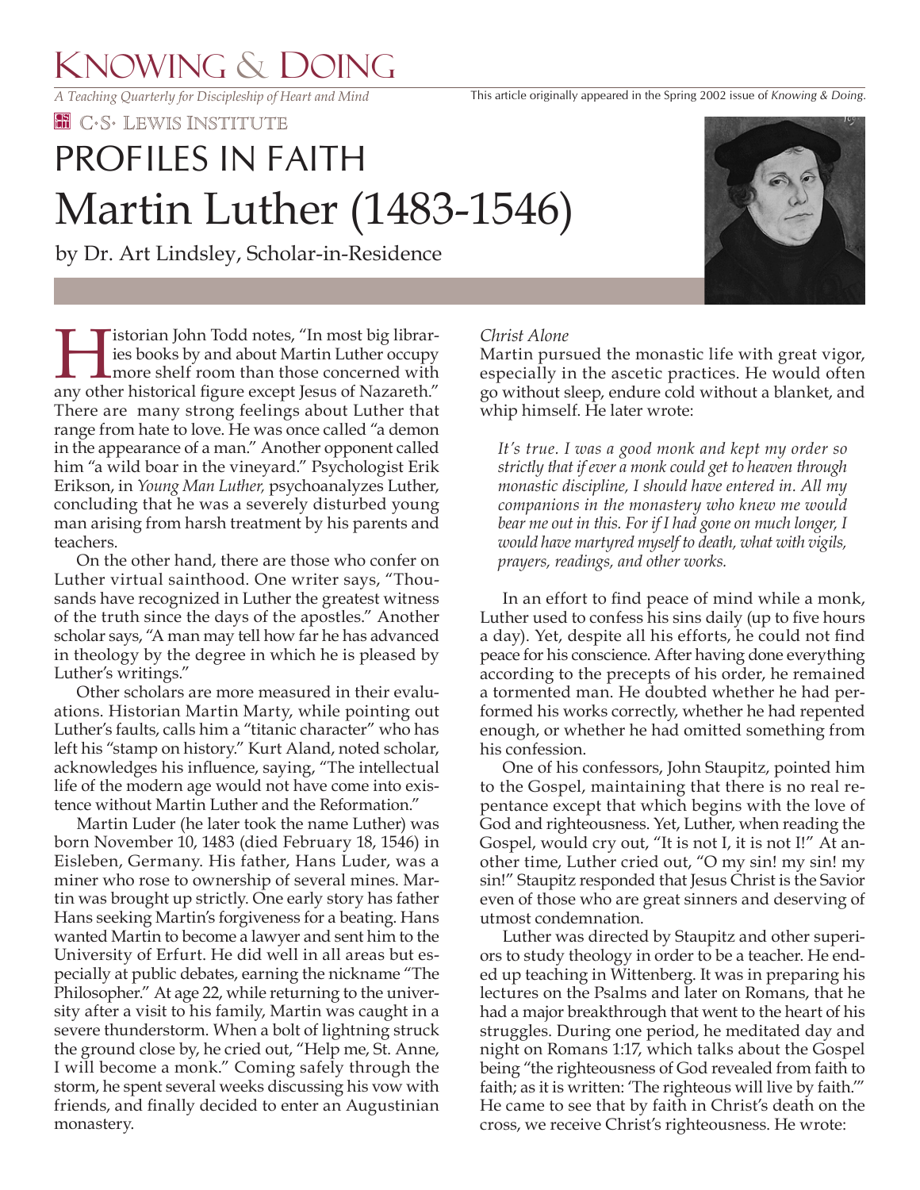# Knowing & Doing

*A Teaching Quarterly for Discipleship of Heart and Mind*

This article originally appeared in the Spring 2002 issue of *Knowing & Doing*.

C·S· Lewis Institute

## PROFILES IN FAITH

# Martin Luther (1483-1546)

by Dr. Art Lindsley, Scholar-in-Residence

Historian John Todd notes, "In most big libraries books by and about Martin Luther occupy more shelf room than those concerned with any other historical figure except Jesus of Nazareth." There are many strong feelings about Luther that range from hate to love. He was once called "a demon in the appearance of a man." Another opponent called him "a wild boar in the vineyard." Psychologist Erik Erikson, in *Young Man Luther,* psychoanalyzes Luther, concluding that he was a severely disturbed young man arising from harsh treatment by his parents and teachers.

On the other hand, there are those who confer on Luther virtual sainthood. One writer says, "Thousands have recognized in Luther the greatest witness of the truth since the days of the apostles." Another scholar says, "A man may tell how far he has advanced in theology by the degree in which he is pleased by Luther's writings."

Other scholars are more measured in their evaluations. Historian Martin Marty, while pointing out Luther's faults, calls him a "titanic character" who has left his "stamp on history." Kurt Aland, noted scholar, acknowledges his influence, saying, "The intellectual life of the modern age would not have come into existence without Martin Luther and the Reformation."

Martin Luder (he later took the name Luther) was born November 10, 1483 (died February 18, 1546) in Eisleben, Germany. His father, Hans Luder, was a miner who rose to ownership of several mines. Martin was brought up strictly. One early story has father Hans seeking Martin's forgiveness for a beating. Hans wanted Martin to become a lawyer and sent him to the University of Erfurt. He did well in all areas but especially at public debates, earning the nickname "The Philosopher." At age 22, while returning to the university after a visit to his family, Martin was caught in a severe thunderstorm. When a bolt of lightning struck the ground close by, he cried out, "Help me, St. Anne, I will become a monk." Coming safely through the storm, he spent several weeks discussing his vow with friends, and finally decided to enter an Augustinian monastery.

*Christ Alone*

Martin pursued the monastic life with great vigor, especially in the ascetic practices. He would often go without sleep, endure cold without a blanket, and whip himself. He later wrote:

> *It's true. I was a good monk and kept my order so strictly that if ever a monk could get to heaven through monastic discipline, I should have entered in. All my companions in the monastery who knew me would bear me out in this. For if I had gone on much longer, I would have martyred myself to death, what with vigils, prayers, readings, and other works.*

In an effort to find peace of mind while a monk, Luther used to confess his sins daily (up to five hours a day). Yet, despite all his efforts, he could not find peace for his conscience. After having done everything according to the precepts of his order, he remained a tormented man. He doubted whether he had performed his works correctly, whether he had repented enough, or whether he had omitted something from his confession.

One of his confessors, John Staupitz, pointed him to the Gospel, maintaining that there is no real repentance except that which begins with the love of God and righteousness. Yet, Luther, when reading the Gospel, would cry out, "It is not I, it is not I!" At another time, Luther cried out, "O my sin! my sin! my sin!" Staupitz responded that Jesus Christ is the Savior even of those who are great sinners and deserving of utmost condemnation.

Luther was directed by Staupitz and other superiors to study theology in order to be a teacher. He ended up teaching in Wittenberg. It was in preparing his lectures on the Psalms and later on Romans, that he had a major breakthrough that went to the heart of his struggles. During one period, he meditated day and night on Romans 1:17, which talks about the Gospel being "the righteousness of God revealed from faith to faith; as it is written: 'The righteous will live by faith.'" He came to see that by faith in Christ's death on the cross, we receive Christ's righteousness. He wrote: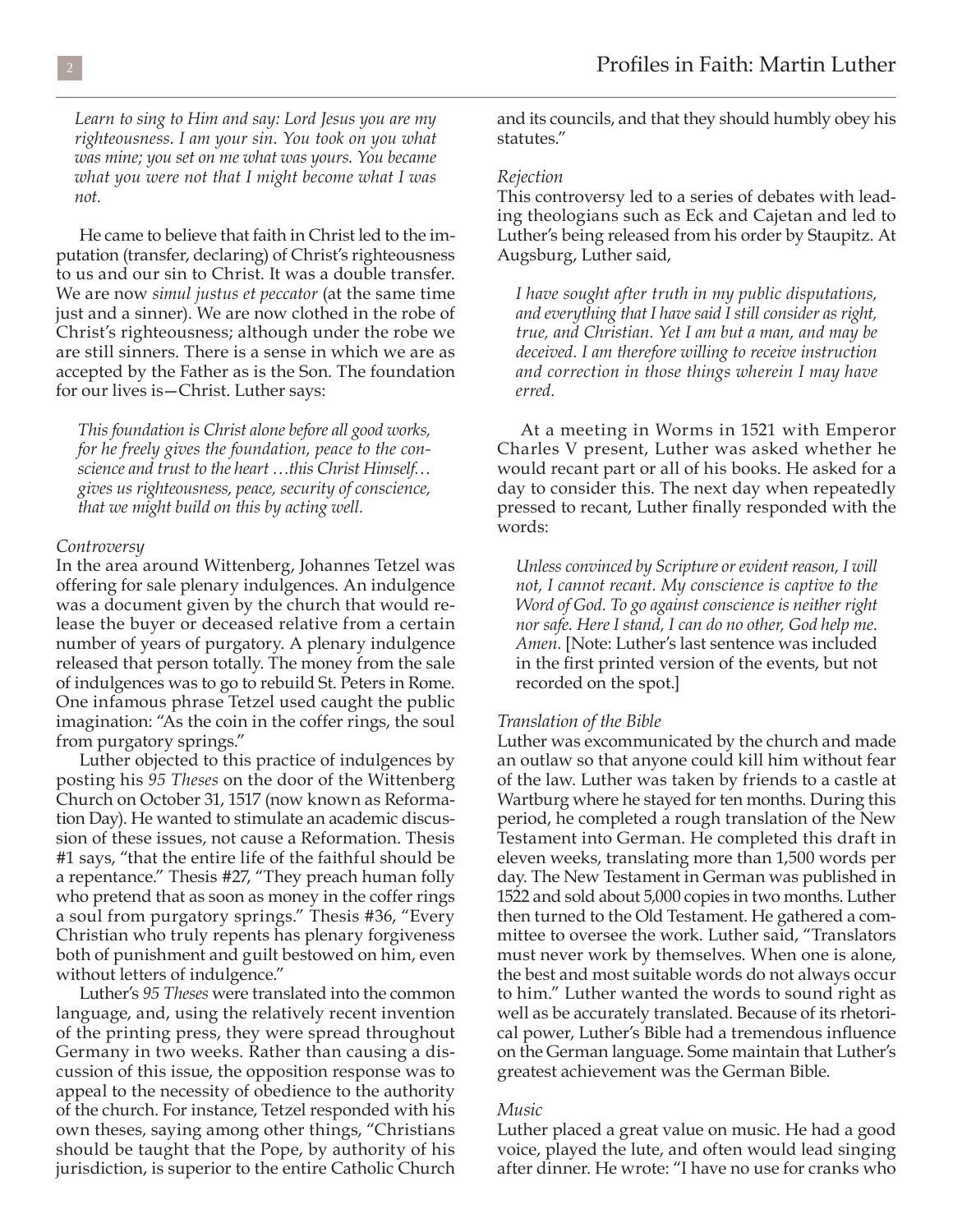> *Learn to sing to Him and say: Lord Jesus you are my righteousness. I am your sin. You took on you what was mine; you set on me what was yours. You became what you were not that I might become what I was not.*

He came to believe that faith in Christ led to the imputation (transfer, declaring) of Christ's righteousness to us and our sin to Christ. It was a double transfer. We are now *simul justus et peccator* (at the same time just and a sinner). We are now clothed in the robe of Christ's righteousness; although under the robe we are still sinners. There is a sense in which we are as accepted by the Father as is the Son. The foundation for our lives is—Christ. Luther says:

> *This foundation is Christ alone before all good works, for he freely gives the foundation, peace to the conscience and trust to the heart …this Christ Himself… gives us righteousness, peace, security of conscience, that we might build on this by acting well.*

*Controversy*

In the area around Wittenberg, Johannes Tetzel was offering for sale plenary indulgences. An indulgence was a document given by the church that would release the buyer or deceased relative from a certain number of years of purgatory. A plenary indulgence released that person totally. The money from the sale of indulgences was to go to rebuild St. Peters in Rome. One infamous phrase Tetzel used caught the public imagination: "As the coin in the coffer rings, the soul from purgatory springs."

Luther objected to this practice of indulgences by posting his *95 Theses* on the door of the Wittenberg Church on October 31, 1517 (now known as Reformation Day). He wanted to stimulate an academic discussion of these issues, not cause a Reformation. Thesis #1 says, "that the entire life of the faithful should be a repentance." Thesis #27, "They preach human folly who pretend that as soon as money in the coffer rings a soul from purgatory springs." Thesis #36, "Every Christian who truly repents has plenary forgiveness both of punishment and guilt bestowed on him, even without letters of indulgence."

Luther's *95 Theses* were translated into the common language, and, using the relatively recent invention of the printing press, they were spread throughout Germany in two weeks. Rather than causing a discussion of this issue, the opposition response was to appeal to the necessity of obedience to the authority of the church. For instance, Tetzel responded with his own theses, saying among other things, "Christians should be taught that the Pope, by authority of his jurisdiction, is superior to the entire Catholic Church and its councils, and that they should humbly obey his statutes."

*Rejection*

This controversy led to a series of debates with leading theologians such as Eck and Cajetan and led to Luther's being released from his order by Staupitz. At Augsburg, Luther said,

> *I have sought after truth in my public disputations, and everything that I have said I still consider as right, true, and Christian. Yet I am but a man, and may be deceived. I am therefore willing to receive instruction and correction in those things wherein I may have erred.*

At a meeting in Worms in 1521 with Emperor Charles V present, Luther was asked whether he would recant part or all of his books. He asked for a day to consider this. The next day when repeatedly pressed to recant, Luther finally responded with the words:

> *Unless convinced by Scripture or evident reason, I will not, I cannot recant. My conscience is captive to the Word of God. To go against conscience is neither right nor safe. Here I stand, I can do no other, God help me. Amen.* [Note: Luther's last sentence was included in the first printed version of the events, but not recorded on the spot.]

*Translation of the Bible*

Luther was excommunicated by the church and made an outlaw so that anyone could kill him without fear of the law. Luther was taken by friends to a castle at Wartburg where he stayed for ten months. During this period, he completed a rough translation of the New Testament into German. He completed this draft in eleven weeks, translating more than 1,500 words per day. The New Testament in German was published in 1522 and sold about 5,000 copies in two months. Luther then turned to the Old Testament. He gathered a committee to oversee the work. Luther said, "Translators must never work by themselves. When one is alone, the best and most suitable words do not always occur to him." Luther wanted the words to sound right as well as be accurately translated. Because of its rhetorical power, Luther's Bible had a tremendous influence on the German language. Some maintain that Luther's greatest achievement was the German Bible.

*Music*

Luther placed a great value on music. He had a good voice, played the lute, and often would lead singing after dinner. He wrote: "I have no use for cranks who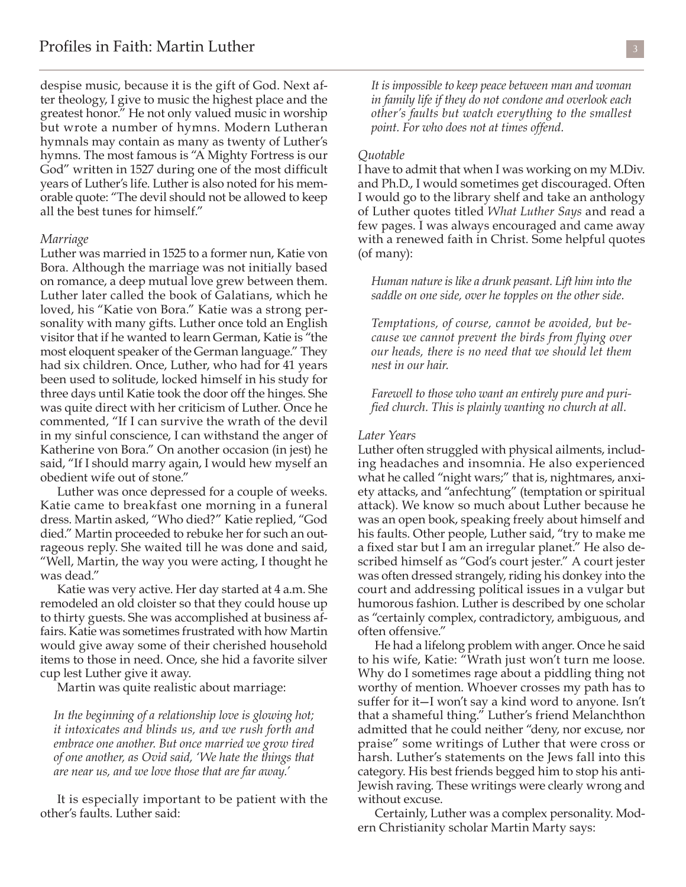despise music, because it is the gift of God. Next after theology, I give to music the highest place and the greatest honor." He not only valued music in worship but wrote a number of hymns. Modern Lutheran hymnals may contain as many as twenty of Luther's hymns. The most famous is "A Mighty Fortress is our God" written in 1527 during one of the most difficult years of Luther's life. Luther is also noted for his memorable quote: "The devil should not be allowed to keep all the best tunes for himself."

*Marriage*

Luther was married in 1525 to a former nun, Katie von Bora. Although the marriage was not initially based on romance, a deep mutual love grew between them. Luther later called the book of Galatians, which he loved, his "Katie von Bora." Katie was a strong personality with many gifts. Luther once told an English visitor that if he wanted to learn German, Katie is "the most eloquent speaker of the German language." They had six children. Once, Luther, who had for 41 years been used to solitude, locked himself in his study for three days until Katie took the door off the hinges. She was quite direct with her criticism of Luther. Once he commented, "If I can survive the wrath of the devil in my sinful conscience, I can withstand the anger of Katherine von Bora." On another occasion (in jest) he said, "If I should marry again, I would hew myself an obedient wife out of stone."

Luther was once depressed for a couple of weeks. Katie came to breakfast one morning in a funeral dress. Martin asked, "Who died?" Katie replied, "God died." Martin proceeded to rebuke her for such an outrageous reply. She waited till he was done and said, "Well, Martin, the way you were acting, I thought he was dead."

Katie was very active. Her day started at 4 a.m. She remodeled an old cloister so that they could house up to thirty guests. She was accomplished at business affairs. Katie was sometimes frustrated with how Martin would give away some of their cherished household items to those in need. Once, she hid a favorite silver cup lest Luther give it away.

Martin was quite realistic about marriage:

> *In the beginning of a relationship love is glowing hot; it intoxicates and blinds us, and we rush forth and embrace one another. But once married we grow tired of one another, as Ovid said, 'We hate the things that are near us, and we love those that are far away.'*

It is especially important to be patient with the other's faults. Luther said:

> *It is impossible to keep peace between man and woman in family life if they do not condone and overlook each other's faults but watch everything to the smallest point. For who does not at times offend.*

*Quotable*

I have to admit that when I was working on my M.Div. and Ph.D., I would sometimes get discouraged. Often I would go to the library shelf and take an anthology of Luther quotes titled *What Luther Says* and read a few pages. I was always encouraged and came away with a renewed faith in Christ. Some helpful quotes (of many):

> *Human nature is like a drunk peasant. Lift him into the saddle on one side, over he topples on the other side.*

> *Temptations, of course, cannot be avoided, but because we cannot prevent the birds from flying over our heads, there is no need that we should let them nest in our hair.*

> *Farewell to those who want an entirely pure and purified church. This is plainly wanting no church at all.*

*Later Years*

Luther often struggled with physical ailments, including headaches and insomnia. He also experienced what he called "night wars;" that is, nightmares, anxiety attacks, and "anfechtung" (temptation or spiritual attack). We know so much about Luther because he was an open book, speaking freely about himself and his faults. Other people, Luther said, "try to make me a fixed star but I am an irregular planet." He also described himself as "God's court jester." A court jester was often dressed strangely, riding his donkey into the court and addressing political issues in a vulgar but humorous fashion. Luther is described by one scholar as "certainly complex, contradictory, ambiguous, and often offensive."

He had a lifelong problem with anger. Once he said to his wife, Katie: "Wrath just won't turn me loose. Why do I sometimes rage about a piddling thing not worthy of mention. Whoever crosses my path has to suffer for it—I won't say a kind word to anyone. Isn't that a shameful thing." Luther's friend Melanchthon admitted that he could neither "deny, nor excuse, nor praise" some writings of Luther that were cross or harsh. Luther's statements on the Jews fall into this category. His best friends begged him to stop his anti-Jewish raving. These writings were clearly wrong and without excuse.

Certainly, Luther was a complex personality. Modern Christianity scholar Martin Marty says: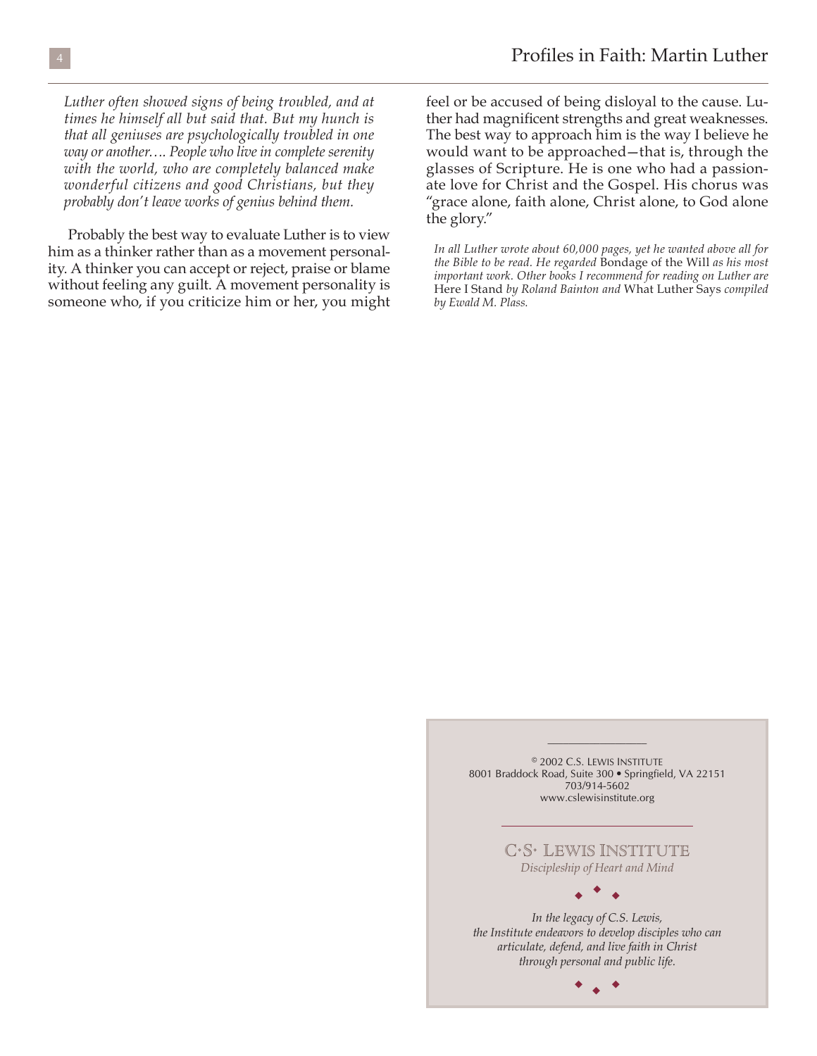*Luther often showed signs of being troubled, and at times he himself all but said that. But my hunch is that all geniuses are psychologically troubled in one way or another…. People who live in complete serenity with the world, who are completely balanced make wonderful citizens and good Christians, but they probably don't leave works of genius behind them.*

Probably the best way to evaluate Luther is to view him as a thinker rather than as a movement personality. A thinker you can accept or reject, praise or blame without feeling any guilt. A movement personality is someone who, if you criticize him or her, you might feel or be accused of being disloyal to the cause. Luther had magnificent strengths and great weaknesses. The best way to approach him is the way I believe he would want to be approached—that is, through the glasses of Scripture. He is one who had a passionate love for Christ and the Gospel. His chorus was "grace alone, faith alone, Christ alone, to God alone the glory."

*In all Luther wrote about 60,000 pages, yet he wanted above all for the Bible to be read. He regarded* Bondage of the Will *as his most important work. Other books I recommend for reading on Luther are* Here I Stand *by Roland Bainton and* What Luther Says *compiled by Ewald M. Plass.*

---

© 2002 C.S. Lewis Institute
8001 Braddock Road, Suite 300 • Springfield, VA 22151
703/914-5602
www.cslewisinstitute.org

---

C·S· Lewis Institute
*Discipleship of Heart and Mind*

*In the legacy of C.S. Lewis, the Institute endeavors to develop disciples who can articulate, defend, and live faith in Christ through personal and public life.*